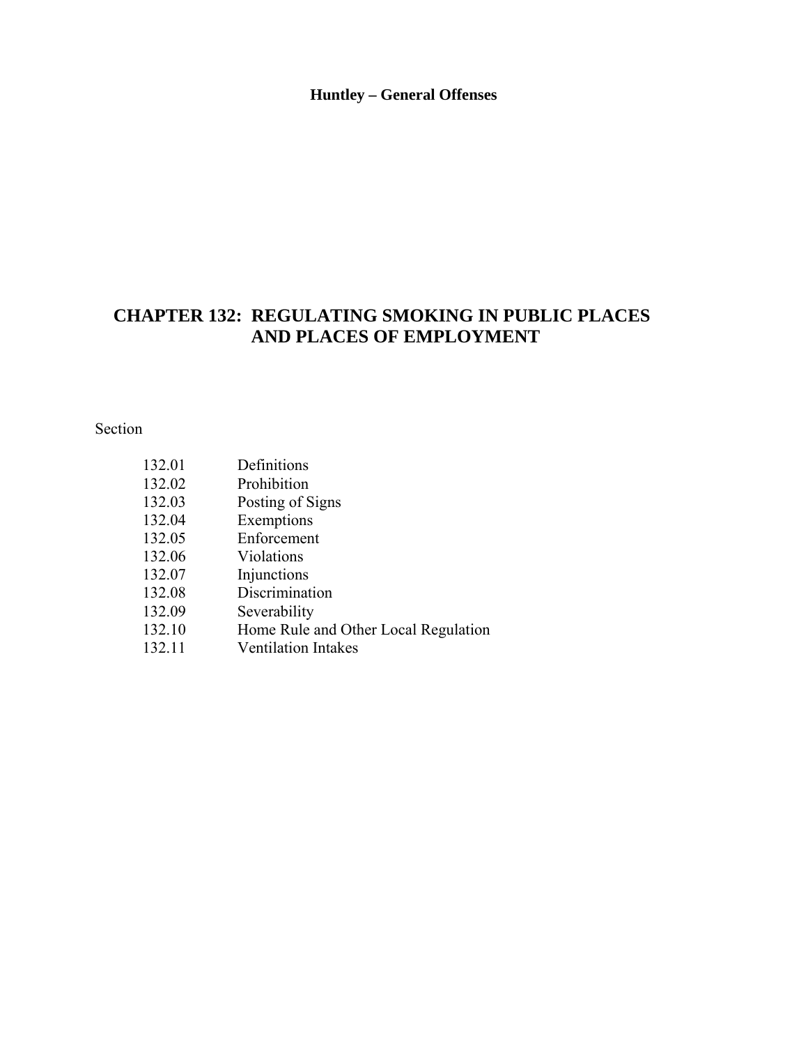# CHAPTER 132: REGULATING SMOKING IN PUBLIC PLACES AND PLACES OF EMPLOYMENT

Section

| | |
|---|---|
| 132.01 | Definitions |
| 132.02 | Prohibition |
| 132.03 | Posting of Signs |
| 132.04 | Exemptions |
| 132.05 | Enforcement |
| 132.06 | Violations |
| 132.07 | Injunctions |
| 132.08 | Discrimination |
| 132.09 | Severability |
| 132.10 | Home Rule and Other Local Regulation |
| 132.11 | Ventilation Intakes |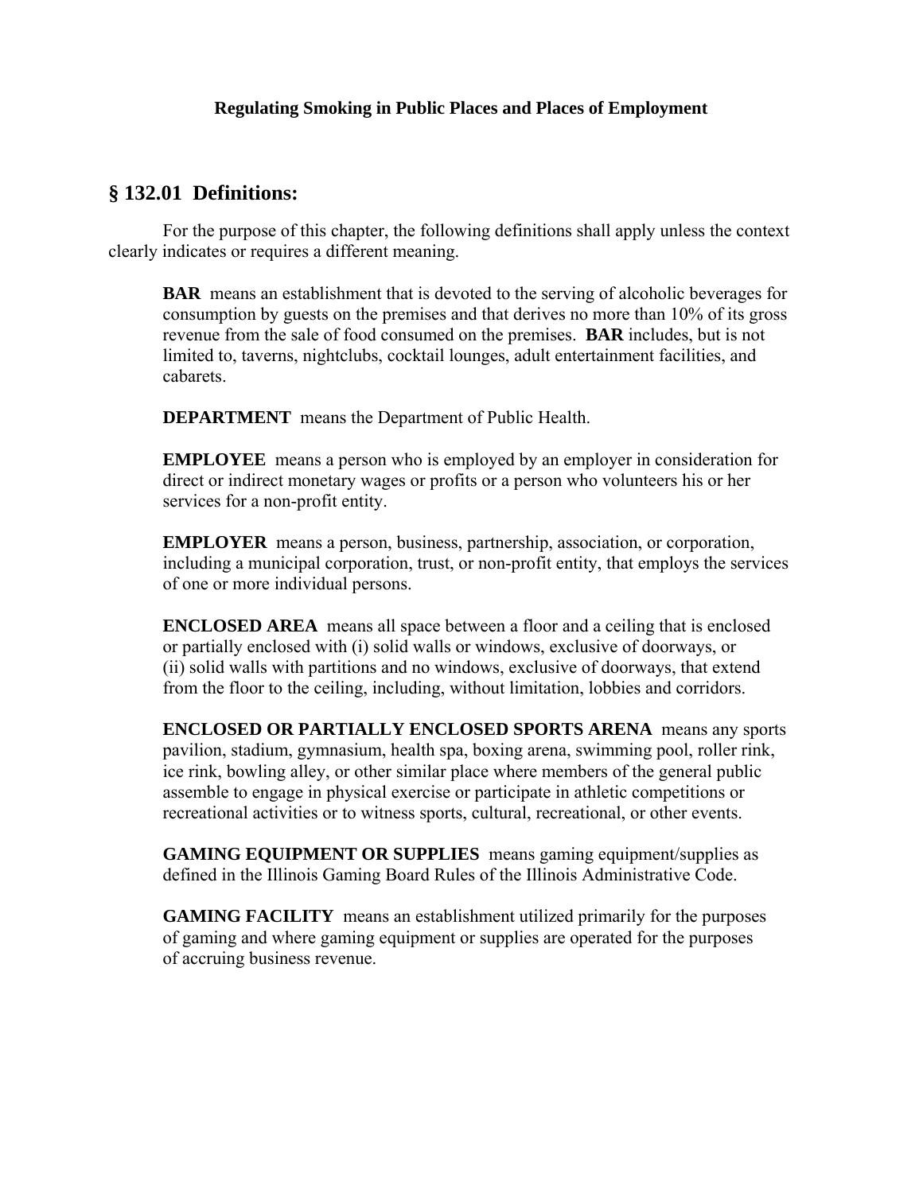**Regulating Smoking in Public Places and Places of Employment**

## § 132.01 Definitions:

For the purpose of this chapter, the following definitions shall apply unless the context clearly indicates or requires a different meaning.

**BAR** means an establishment that is devoted to the serving of alcoholic beverages for consumption by guests on the premises and that derives no more than 10% of its gross revenue from the sale of food consumed on the premises. **BAR** includes, but is not limited to, taverns, nightclubs, cocktail lounges, adult entertainment facilities, and cabarets.

**DEPARTMENT** means the Department of Public Health.

**EMPLOYEE** means a person who is employed by an employer in consideration for direct or indirect monetary wages or profits or a person who volunteers his or her services for a non-profit entity.

**EMPLOYER** means a person, business, partnership, association, or corporation, including a municipal corporation, trust, or non-profit entity, that employs the services of one or more individual persons.

**ENCLOSED AREA** means all space between a floor and a ceiling that is enclosed or partially enclosed with (i) solid walls or windows, exclusive of doorways, or (ii) solid walls with partitions and no windows, exclusive of doorways, that extend from the floor to the ceiling, including, without limitation, lobbies and corridors.

**ENCLOSED OR PARTIALLY ENCLOSED SPORTS ARENA** means any sports pavilion, stadium, gymnasium, health spa, boxing arena, swimming pool, roller rink, ice rink, bowling alley, or other similar place where members of the general public assemble to engage in physical exercise or participate in athletic competitions or recreational activities or to witness sports, cultural, recreational, or other events.

**GAMING EQUIPMENT OR SUPPLIES** means gaming equipment/supplies as defined in the Illinois Gaming Board Rules of the Illinois Administrative Code.

**GAMING FACILITY** means an establishment utilized primarily for the purposes of gaming and where gaming equipment or supplies are operated for the purposes of accruing business revenue.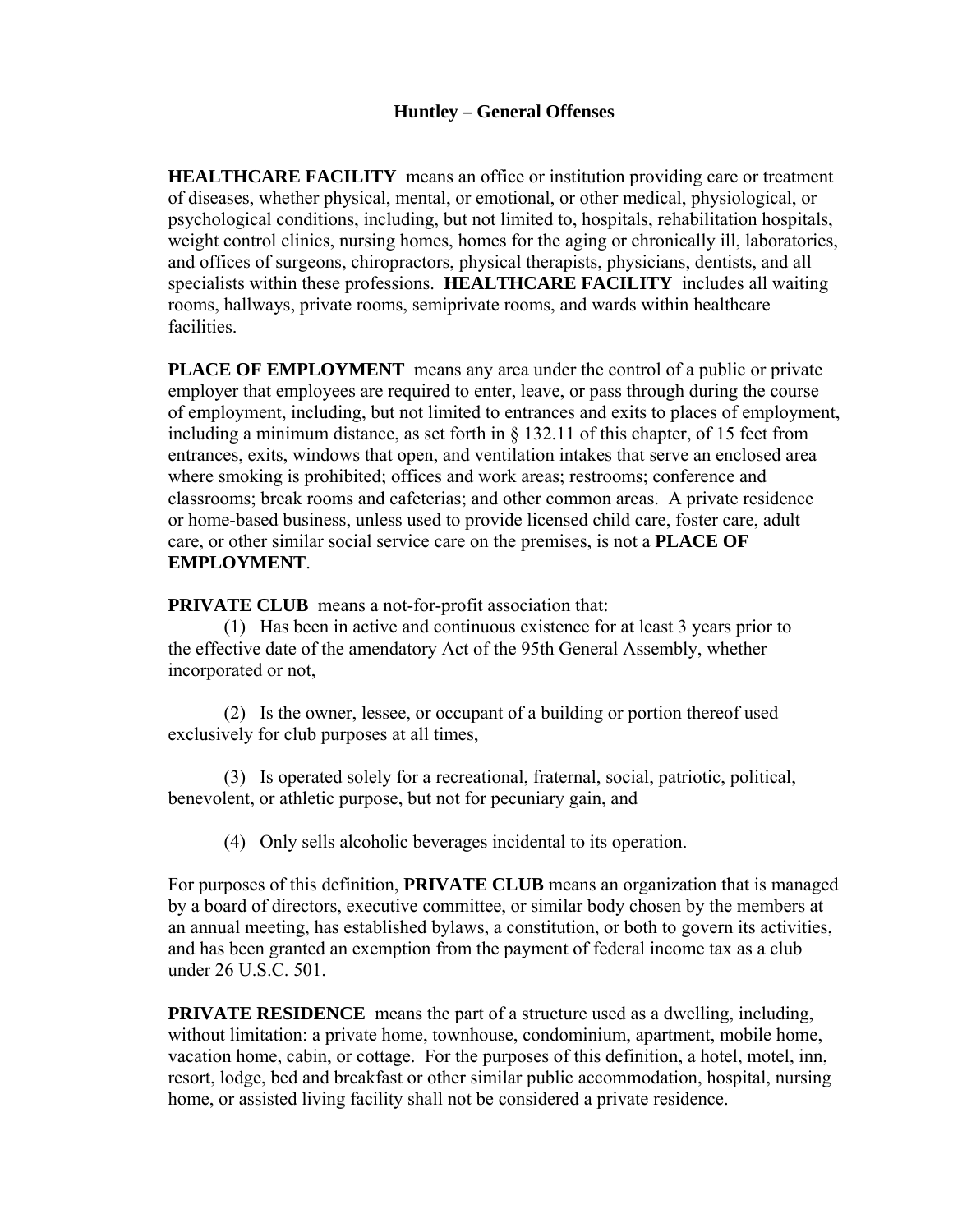**Huntley – General Offenses**

**HEALTHCARE FACILITY** means an office or institution providing care or treatment of diseases, whether physical, mental, or emotional, or other medical, physiological, or psychological conditions, including, but not limited to, hospitals, rehabilitation hospitals, weight control clinics, nursing homes, homes for the aging or chronically ill, laboratories, and offices of surgeons, chiropractors, physical therapists, physicians, dentists, and all specialists within these professions. **HEALTHCARE FACILITY** includes all waiting rooms, hallways, private rooms, semiprivate rooms, and wards within healthcare facilities.

**PLACE OF EMPLOYMENT** means any area under the control of a public or private employer that employees are required to enter, leave, or pass through during the course of employment, including, but not limited to entrances and exits to places of employment, including a minimum distance, as set forth in § 132.11 of this chapter, of 15 feet from entrances, exits, windows that open, and ventilation intakes that serve an enclosed area where smoking is prohibited; offices and work areas; restrooms; conference and classrooms; break rooms and cafeterias; and other common areas. A private residence or home-based business, unless used to provide licensed child care, foster care, adult care, or other similar social service care on the premises, is not a **PLACE OF EMPLOYMENT**.

**PRIVATE CLUB** means a not-for-profit association that:

(1) Has been in active and continuous existence for at least 3 years prior to the effective date of the amendatory Act of the 95th General Assembly, whether incorporated or not,

(2) Is the owner, lessee, or occupant of a building or portion thereof used exclusively for club purposes at all times,

(3) Is operated solely for a recreational, fraternal, social, patriotic, political, benevolent, or athletic purpose, but not for pecuniary gain, and

(4) Only sells alcoholic beverages incidental to its operation.

For purposes of this definition, **PRIVATE CLUB** means an organization that is managed by a board of directors, executive committee, or similar body chosen by the members at an annual meeting, has established bylaws, a constitution, or both to govern its activities, and has been granted an exemption from the payment of federal income tax as a club under 26 U.S.C. 501.

**PRIVATE RESIDENCE** means the part of a structure used as a dwelling, including, without limitation: a private home, townhouse, condominium, apartment, mobile home, vacation home, cabin, or cottage. For the purposes of this definition, a hotel, motel, inn, resort, lodge, bed and breakfast or other similar public accommodation, hospital, nursing home, or assisted living facility shall not be considered a private residence.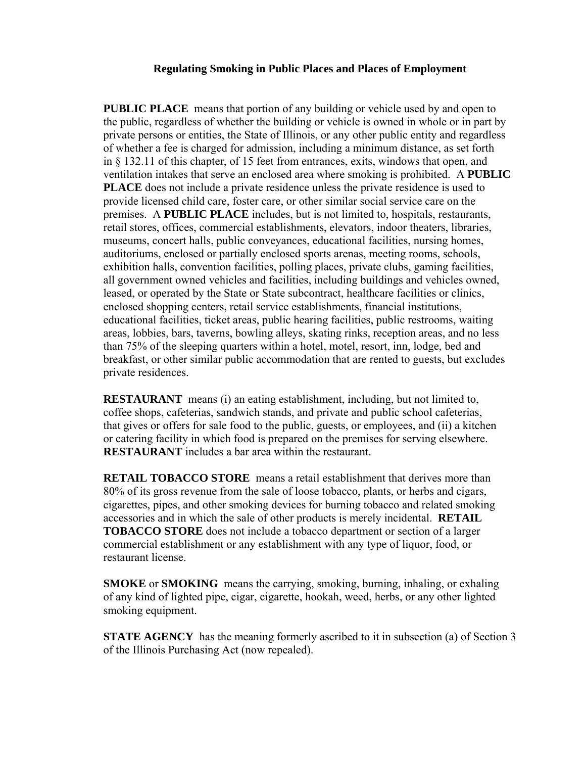### Regulating Smoking in Public Places and Places of Employment

**PUBLIC PLACE** means that portion of any building or vehicle used by and open to the public, regardless of whether the building or vehicle is owned in whole or in part by private persons or entities, the State of Illinois, or any other public entity and regardless of whether a fee is charged for admission, including a minimum distance, as set forth in § 132.11 of this chapter, of 15 feet from entrances, exits, windows that open, and ventilation intakes that serve an enclosed area where smoking is prohibited. A **PUBLIC PLACE** does not include a private residence unless the private residence is used to provide licensed child care, foster care, or other similar social service care on the premises. A **PUBLIC PLACE** includes, but is not limited to, hospitals, restaurants, retail stores, offices, commercial establishments, elevators, indoor theaters, libraries, museums, concert halls, public conveyances, educational facilities, nursing homes, auditoriums, enclosed or partially enclosed sports arenas, meeting rooms, schools, exhibition halls, convention facilities, polling places, private clubs, gaming facilities, all government owned vehicles and facilities, including buildings and vehicles owned, leased, or operated by the State or State subcontract, healthcare facilities or clinics, enclosed shopping centers, retail service establishments, financial institutions, educational facilities, ticket areas, public hearing facilities, public restrooms, waiting areas, lobbies, bars, taverns, bowling alleys, skating rinks, reception areas, and no less than 75% of the sleeping quarters within a hotel, motel, resort, inn, lodge, bed and breakfast, or other similar public accommodation that are rented to guests, but excludes private residences.

**RESTAURANT** means (i) an eating establishment, including, but not limited to, coffee shops, cafeterias, sandwich stands, and private and public school cafeterias, that gives or offers for sale food to the public, guests, or employees, and (ii) a kitchen or catering facility in which food is prepared on the premises for serving elsewhere. **RESTAURANT** includes a bar area within the restaurant.

**RETAIL TOBACCO STORE** means a retail establishment that derives more than 80% of its gross revenue from the sale of loose tobacco, plants, or herbs and cigars, cigarettes, pipes, and other smoking devices for burning tobacco and related smoking accessories and in which the sale of other products is merely incidental. **RETAIL TOBACCO STORE** does not include a tobacco department or section of a larger commercial establishment or any establishment with any type of liquor, food, or restaurant license.

**SMOKE** or **SMOKING** means the carrying, smoking, burning, inhaling, or exhaling of any kind of lighted pipe, cigar, cigarette, hookah, weed, herbs, or any other lighted smoking equipment.

**STATE AGENCY** has the meaning formerly ascribed to it in subsection (a) of Section 3 of the Illinois Purchasing Act (now repealed).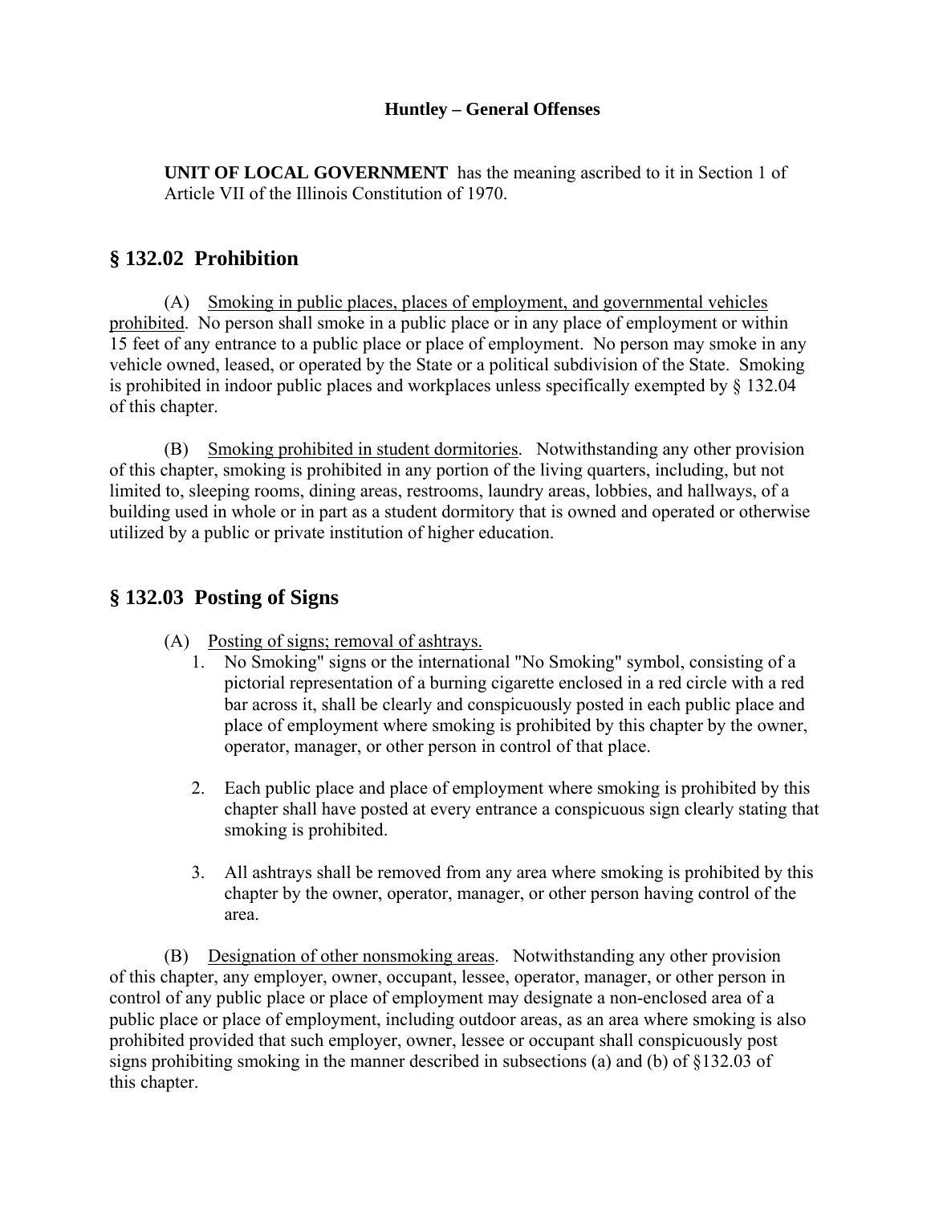**UNIT OF LOCAL GOVERNMENT** has the meaning ascribed to it in Section 1 of Article VII of the Illinois Constitution of 1970.

## § 132.02 Prohibition

(A) Smoking in public places, places of employment, and governmental vehicles prohibited. No person shall smoke in a public place or in any place of employment or within 15 feet of any entrance to a public place or place of employment. No person may smoke in any vehicle owned, leased, or operated by the State or a political subdivision of the State. Smoking is prohibited in indoor public places and workplaces unless specifically exempted by § 132.04 of this chapter.

(B) Smoking prohibited in student dormitories. Notwithstanding any other provision of this chapter, smoking is prohibited in any portion of the living quarters, including, but not limited to, sleeping rooms, dining areas, restrooms, laundry areas, lobbies, and hallways, of a building used in whole or in part as a student dormitory that is owned and operated or otherwise utilized by a public or private institution of higher education.

## § 132.03 Posting of Signs

(A) Posting of signs; removal of ashtrays.

1. No Smoking" signs or the international "No Smoking" symbol, consisting of a pictorial representation of a burning cigarette enclosed in a red circle with a red bar across it, shall be clearly and conspicuously posted in each public place and place of employment where smoking is prohibited by this chapter by the owner, operator, manager, or other person in control of that place.

2. Each public place and place of employment where smoking is prohibited by this chapter shall have posted at every entrance a conspicuous sign clearly stating that smoking is prohibited.

3. All ashtrays shall be removed from any area where smoking is prohibited by this chapter by the owner, operator, manager, or other person having control of the area.

(B) Designation of other nonsmoking areas. Notwithstanding any other provision of this chapter, any employer, owner, occupant, lessee, operator, manager, or other person in control of any public place or place of employment may designate a non-enclosed area of a public place or place of employment, including outdoor areas, as an area where smoking is also prohibited provided that such employer, owner, lessee or occupant shall conspicuously post signs prohibiting smoking in the manner described in subsections (a) and (b) of §132.03 of this chapter.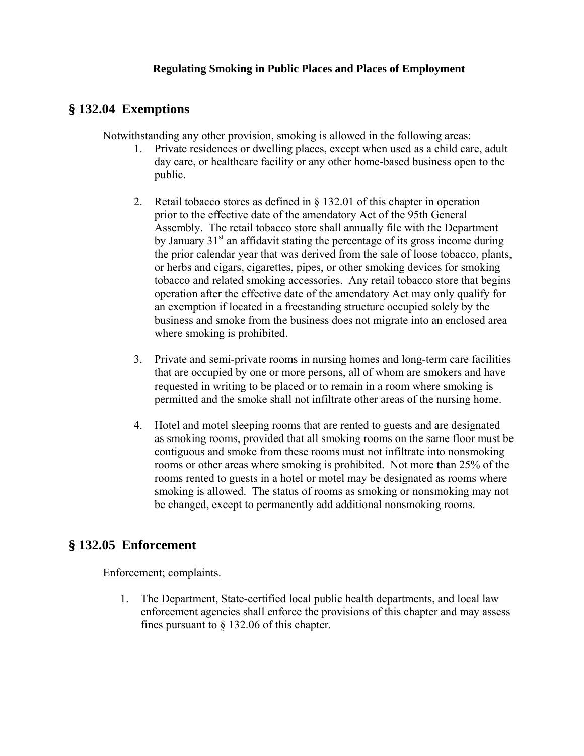**Regulating Smoking in Public Places and Places of Employment**

## § 132.04 Exemptions

Notwithstanding any other provision, smoking is allowed in the following areas:

1. Private residences or dwelling places, except when used as a child care, adult day care, or healthcare facility or any other home-based business open to the public.

2. Retail tobacco stores as defined in § 132.01 of this chapter in operation prior to the effective date of the amendatory Act of the 95th General Assembly. The retail tobacco store shall annually file with the Department by January 31st an affidavit stating the percentage of its gross income during the prior calendar year that was derived from the sale of loose tobacco, plants, or herbs and cigars, cigarettes, pipes, or other smoking devices for smoking tobacco and related smoking accessories. Any retail tobacco store that begins operation after the effective date of the amendatory Act may only qualify for an exemption if located in a freestanding structure occupied solely by the business and smoke from the business does not migrate into an enclosed area where smoking is prohibited.

3. Private and semi-private rooms in nursing homes and long-term care facilities that are occupied by one or more persons, all of whom are smokers and have requested in writing to be placed or to remain in a room where smoking is permitted and the smoke shall not infiltrate other areas of the nursing home.

4. Hotel and motel sleeping rooms that are rented to guests and are designated as smoking rooms, provided that all smoking rooms on the same floor must be contiguous and smoke from these rooms must not infiltrate into nonsmoking rooms or other areas where smoking is prohibited. Not more than 25% of the rooms rented to guests in a hotel or motel may be designated as rooms where smoking is allowed. The status of rooms as smoking or nonsmoking may not be changed, except to permanently add additional nonsmoking rooms.

## § 132.05 Enforcement

Enforcement; complaints.

1. The Department, State-certified local public health departments, and local law enforcement agencies shall enforce the provisions of this chapter and may assess fines pursuant to § 132.06 of this chapter.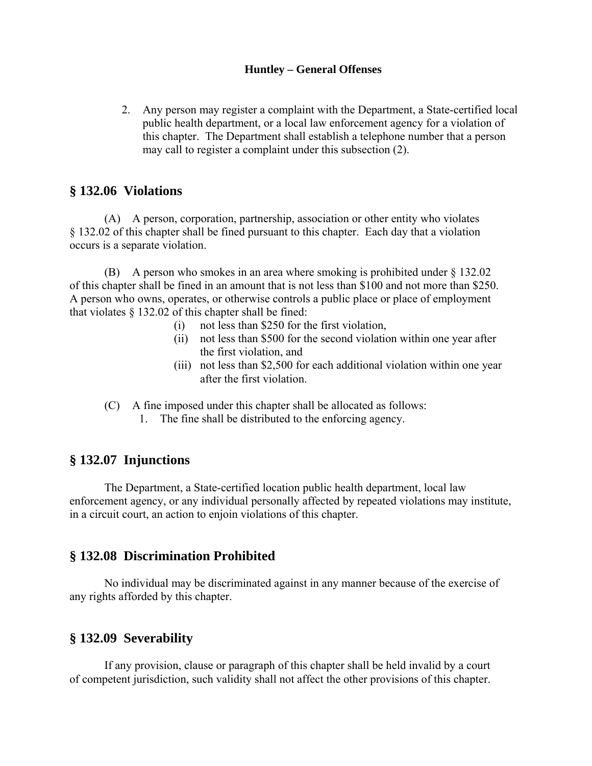2. Any person may register a complaint with the Department, a State-certified local public health department, or a local law enforcement agency for a violation of this chapter. The Department shall establish a telephone number that a person may call to register a complaint under this subsection (2).

## § 132.06 Violations

(A) A person, corporation, partnership, association or other entity who violates § 132.02 of this chapter shall be fined pursuant to this chapter. Each day that a violation occurs is a separate violation.

(B) A person who smokes in an area where smoking is prohibited under § 132.02 of this chapter shall be fined in an amount that is not less than $100 and not more than $250. A person who owns, operates, or otherwise controls a public place or place of employment that violates § 132.02 of this chapter shall be fined:

- (i) not less than $250 for the first violation,
- (ii) not less than $500 for the second violation within one year after the first violation, and
- (iii) not less than $2,500 for each additional violation within one year after the first violation.

(C) A fine imposed under this chapter shall be allocated as follows:

1. The fine shall be distributed to the enforcing agency.

## § 132.07 Injunctions

The Department, a State-certified location public health department, local law enforcement agency, or any individual personally affected by repeated violations may institute, in a circuit court, an action to enjoin violations of this chapter.

## § 132.08 Discrimination Prohibited

No individual may be discriminated against in any manner because of the exercise of any rights afforded by this chapter.

## § 132.09 Severability

If any provision, clause or paragraph of this chapter shall be held invalid by a court of competent jurisdiction, such validity shall not affect the other provisions of this chapter.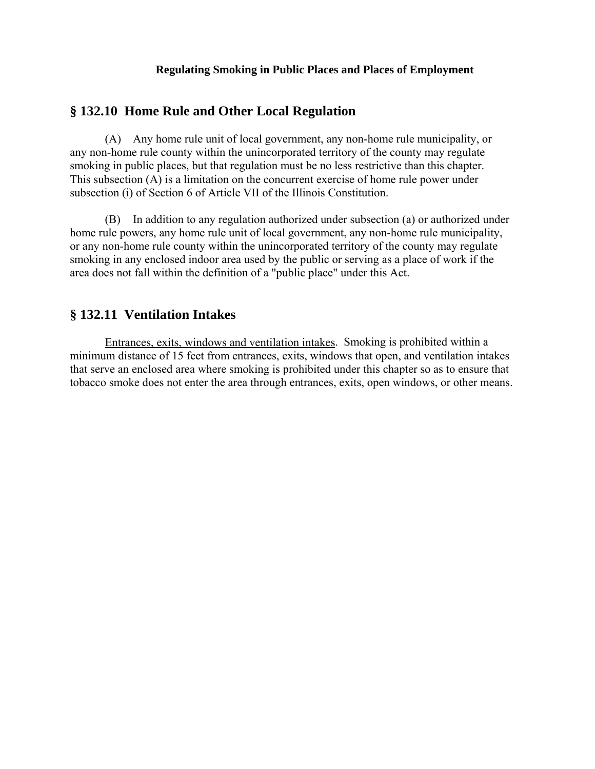## § 132.10 Home Rule and Other Local Regulation

(A) Any home rule unit of local government, any non-home rule municipality, or any non-home rule county within the unincorporated territory of the county may regulate smoking in public places, but that regulation must be no less restrictive than this chapter. This subsection (A) is a limitation on the concurrent exercise of home rule power under subsection (i) of Section 6 of Article VII of the Illinois Constitution.

(B) In addition to any regulation authorized under subsection (a) or authorized under home rule powers, any home rule unit of local government, any non-home rule municipality, or any non-home rule county within the unincorporated territory of the county may regulate smoking in any enclosed indoor area used by the public or serving as a place of work if the area does not fall within the definition of a "public place" under this Act.

## § 132.11 Ventilation Intakes

<u>Entrances, exits, windows and ventilation intakes</u>. Smoking is prohibited within a minimum distance of 15 feet from entrances, exits, windows that open, and ventilation intakes that serve an enclosed area where smoking is prohibited under this chapter so as to ensure that tobacco smoke does not enter the area through entrances, exits, open windows, or other means.